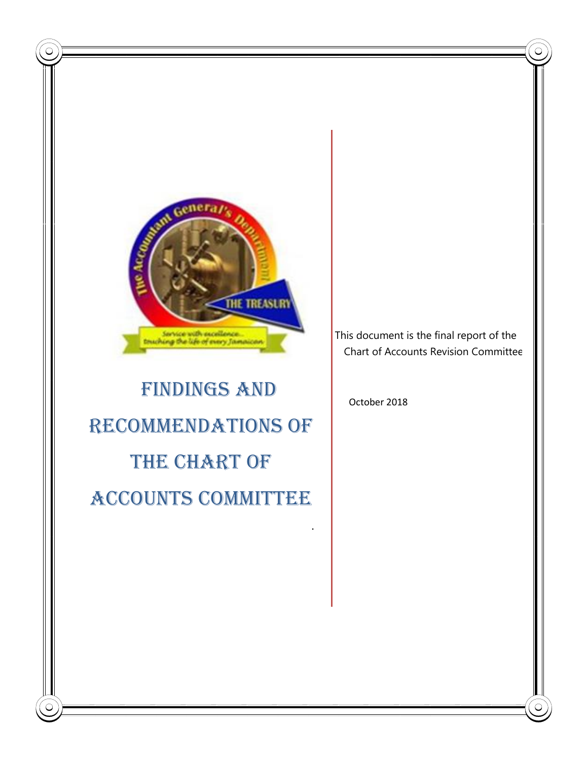# FINDINGS AND RECOMMENDATIONS OF THE CHART OF ACCOUNTS COMMITTEE

This document is the final report of the Chart of Accounts Revision Committee

October 2018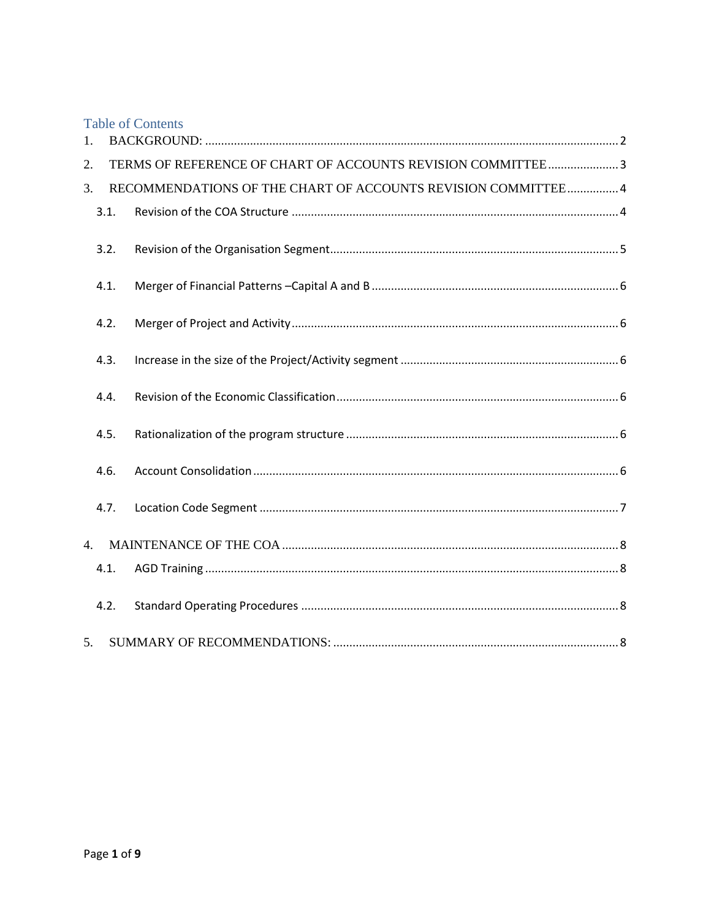# Table of Contents

1. BACKGROUND: ..... 2
2. TERMS OF REFERENCE OF CHART OF ACCOUNTS REVISION COMMITTEE ..... 3
3. RECOMMENDATIONS OF THE CHART OF ACCOUNTS REVISION COMMITTEE ..... 4
   - 3.1. Revision of the COA Structure ..... 4
   - 3.2. Revision of the Organisation Segment ..... 5
   - 4.1. Merger of Financial Patterns –Capital A and B ..... 6
   - 4.2. Merger of Project and Activity ..... 6
   - 4.3. Increase in the size of the Project/Activity segment ..... 6
   - 4.4. Revision of the Economic Classification ..... 6
   - 4.5. Rationalization of the program structure ..... 6
   - 4.6. Account Consolidation ..... 6
   - 4.7. Location Code Segment ..... 7
4. MAINTENANCE OF THE COA ..... 8
   - 4.1. AGD Training ..... 8
   - 4.2. Standard Operating Procedures ..... 8
5. SUMMARY OF RECOMMENDATIONS: ..... 8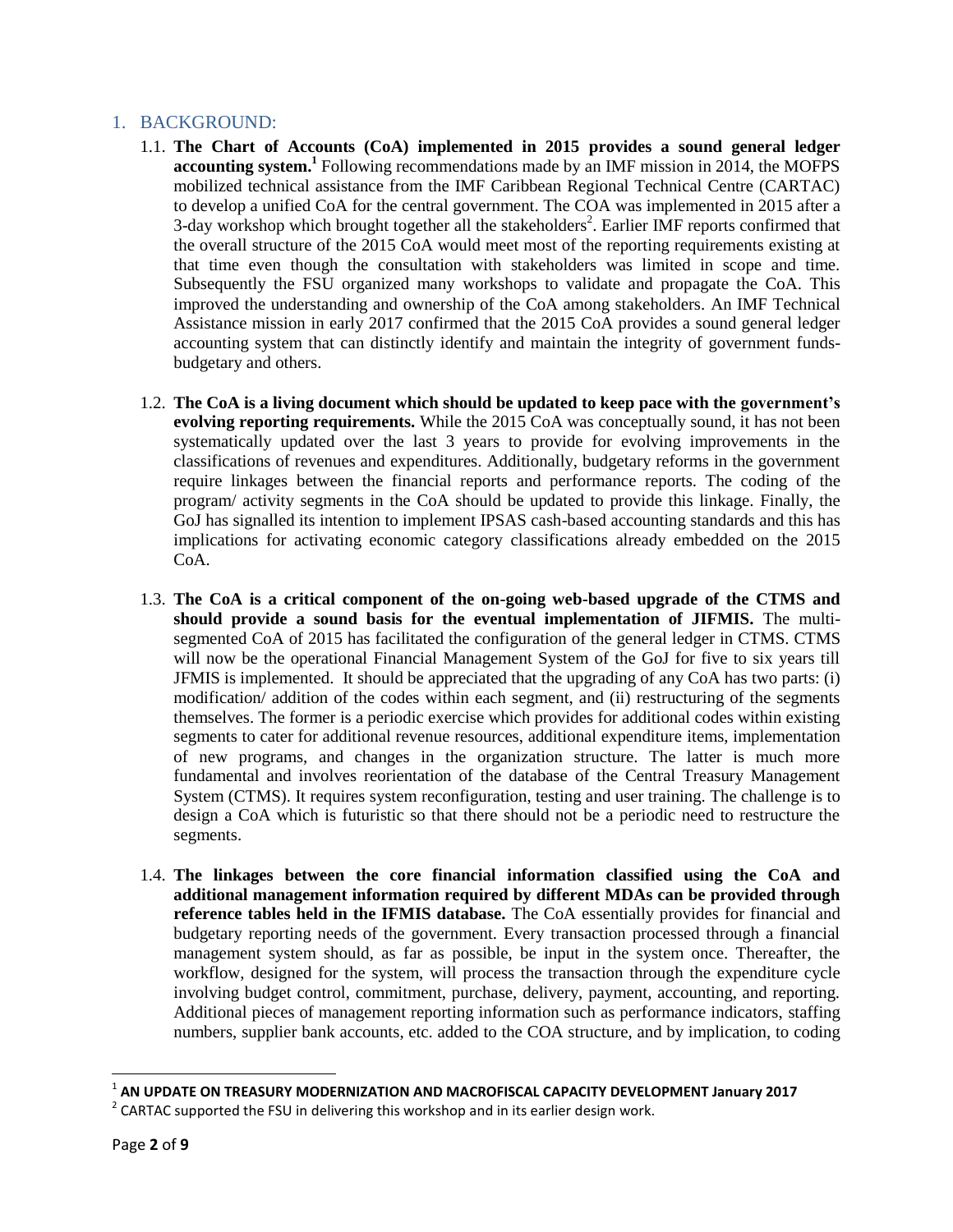## 1. BACKGROUND:

1.1. **The Chart of Accounts (CoA) implemented in 2015 provides a sound general ledger accounting system.**[1] Following recommendations made by an IMF mission in 2014, the MOFPS mobilized technical assistance from the IMF Caribbean Regional Technical Centre (CARTAC) to develop a unified CoA for the central government. The COA was implemented in 2015 after a 3-day workshop which brought together all the stakeholders[2]. Earlier IMF reports confirmed that the overall structure of the 2015 CoA would meet most of the reporting requirements existing at that time even though the consultation with stakeholders was limited in scope and time. Subsequently the FSU organized many workshops to validate and propagate the CoA. This improved the understanding and ownership of the CoA among stakeholders. An IMF Technical Assistance mission in early 2017 confirmed that the 2015 CoA provides a sound general ledger accounting system that can distinctly identify and maintain the integrity of government funds-budgetary and others.

1.2. **The CoA is a living document which should be updated to keep pace with the government's evolving reporting requirements.** While the 2015 CoA was conceptually sound, it has not been systematically updated over the last 3 years to provide for evolving improvements in the classifications of revenues and expenditures. Additionally, budgetary reforms in the government require linkages between the financial reports and performance reports. The coding of the program/ activity segments in the CoA should be updated to provide this linkage. Finally, the GoJ has signalled its intention to implement IPSAS cash-based accounting standards and this has implications for activating economic category classifications already embedded on the 2015 CoA.

1.3. **The CoA is a critical component of the on-going web-based upgrade of the CTMS and should provide a sound basis for the eventual implementation of JIFMIS.** The multi-segmented CoA of 2015 has facilitated the configuration of the general ledger in CTMS. CTMS will now be the operational Financial Management System of the GoJ for five to six years till JFMIS is implemented. It should be appreciated that the upgrading of any CoA has two parts: (i) modification/ addition of the codes within each segment, and (ii) restructuring of the segments themselves. The former is a periodic exercise which provides for additional codes within existing segments to cater for additional revenue resources, additional expenditure items, implementation of new programs, and changes in the organization structure. The latter is much more fundamental and involves reorientation of the database of the Central Treasury Management System (CTMS). It requires system reconfiguration, testing and user training. The challenge is to design a CoA which is futuristic so that there should not be a periodic need to restructure the segments.

1.4. **The linkages between the core financial information classified using the CoA and additional management information required by different MDAs can be provided through reference tables held in the IFMIS database.** The CoA essentially provides for financial and budgetary reporting needs of the government. Every transaction processed through a financial management system should, as far as possible, be input in the system once. Thereafter, the workflow, designed for the system, will process the transaction through the expenditure cycle involving budget control, commitment, purchase, delivery, payment, accounting, and reporting. Additional pieces of management reporting information such as performance indicators, staffing numbers, supplier bank accounts, etc. added to the COA structure, and by implication, to coding

---

[1] **AN UPDATE ON TREASURY MODERNIZATION AND MACROFISCAL CAPACITY DEVELOPMENT January 2017**

[2] CARTAC supported the FSU in delivering this workshop and in its earlier design work.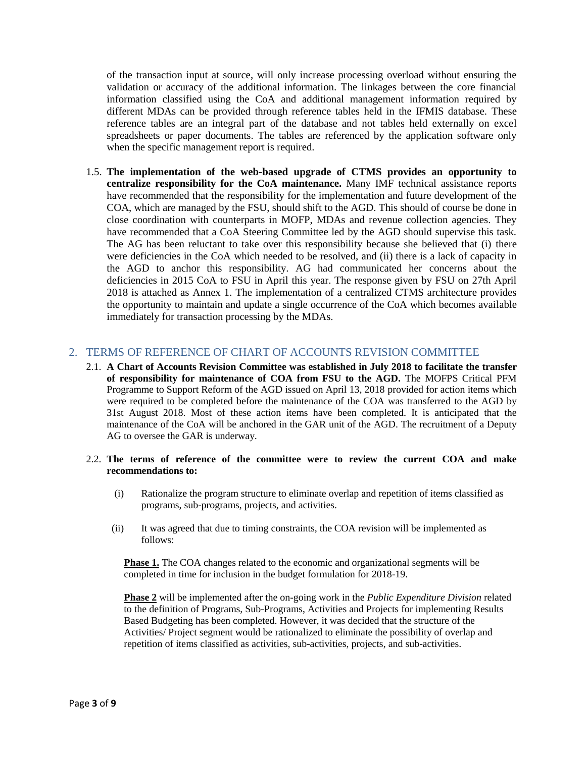of the transaction input at source, will only increase processing overload without ensuring the validation or accuracy of the additional information. The linkages between the core financial information classified using the CoA and additional management information required by different MDAs can be provided through reference tables held in the IFMIS database. These reference tables are an integral part of the database and not tables held externally on excel spreadsheets or paper documents. The tables are referenced by the application software only when the specific management report is required.

1.5. **The implementation of the web-based upgrade of CTMS provides an opportunity to centralize responsibility for the CoA maintenance.** Many IMF technical assistance reports have recommended that the responsibility for the implementation and future development of the COA, which are managed by the FSU, should shift to the AGD. This should of course be done in close coordination with counterparts in MOFP, MDAs and revenue collection agencies. They have recommended that a CoA Steering Committee led by the AGD should supervise this task. The AG has been reluctant to take over this responsibility because she believed that (i) there were deficiencies in the CoA which needed to be resolved, and (ii) there is a lack of capacity in the AGD to anchor this responsibility. AG had communicated her concerns about the deficiencies in 2015 CoA to FSU in April this year. The response given by FSU on 27th April 2018 is attached as Annex 1. The implementation of a centralized CTMS architecture provides the opportunity to maintain and update a single occurrence of the CoA which becomes available immediately for transaction processing by the MDAs.

## 2. TERMS OF REFERENCE OF CHART OF ACCOUNTS REVISION COMMITTEE

2.1. **A Chart of Accounts Revision Committee was established in July 2018 to facilitate the transfer of responsibility for maintenance of COA from FSU to the AGD.** The MOFPS Critical PFM Programme to Support Reform of the AGD issued on April 13, 2018 provided for action items which were required to be completed before the maintenance of the COA was transferred to the AGD by 31st August 2018. Most of these action items have been completed. It is anticipated that the maintenance of the CoA will be anchored in the GAR unit of the AGD. The recruitment of a Deputy AG to oversee the GAR is underway.

2.2. **The terms of reference of the committee were to review the current COA and make recommendations to:**

(i) Rationalize the program structure to eliminate overlap and repetition of items classified as programs, sub-programs, projects, and activities.

(ii) It was agreed that due to timing constraints, the COA revision will be implemented as follows:

**Phase 1.** The COA changes related to the economic and organizational segments will be completed in time for inclusion in the budget formulation for 2018-19.

**Phase 2** will be implemented after the on-going work in the *Public Expenditure Division* related to the definition of Programs, Sub-Programs, Activities and Projects for implementing Results Based Budgeting has been completed. However, it was decided that the structure of the Activities/ Project segment would be rationalized to eliminate the possibility of overlap and repetition of items classified as activities, sub-activities, projects, and sub-activities.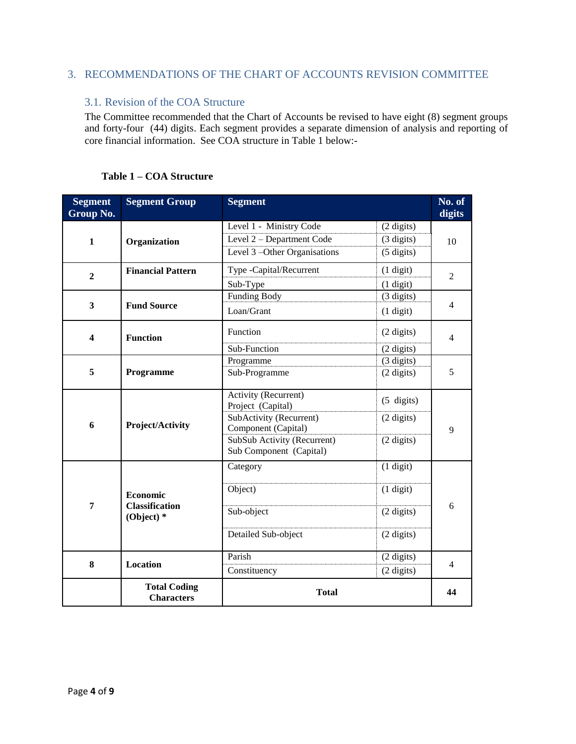## 3. RECOMMENDATIONS OF THE CHART OF ACCOUNTS REVISION COMMITTEE

### 3.1. Revision of the COA Structure

The Committee recommended that the Chart of Accounts be revised to have eight (8) segment groups and forty-four (44) digits. Each segment provides a separate dimension of analysis and reporting of core financial information. See COA structure in Table 1 below:-

**Table 1 – COA Structure**

| Segment Group No. | Segment Group | Segment | | No. of digits |
|---|---|---|---|---|
| 1 | **Organization** | Level 1 - Ministry Code | (2 digits) | 10 |
| | | Level 2 – Department Code | (3 digits) | |
| | | Level 3 –Other Organisations | (5 digits) | |
| 2 | **Financial Pattern** | Type -Capital/Recurrent | (1 digit) | 2 |
| | | Sub-Type | (1 digit) | |
| 3 | **Fund Source** | Funding Body | (3 digits) | 4 |
| | | Loan/Grant | (1 digit) | |
| 4 | **Function** | Function | (2 digits) | 4 |
| | | Sub-Function | (2 digits) | |
| 5 | **Programme** | Programme | (3 digits) | 5 |
| | | Sub-Programme | (2 digits) | |
| 6 | **Project/Activity** | Activity (Recurrent) Project (Capital) | (5 digits) | 9 |
| | | SubActivity (Recurrent) Component (Capital) | (2 digits) | |
| | | SubSub Activity (Recurrent) Sub Component (Capital) | (2 digits) | |
| 7 | **Economic Classification (Object) *** | Category | (1 digit) | 6 |
| | | Object) | (1 digit) | |
| | | Sub-object | (2 digits) | |
| | | Detailed Sub-object | (2 digits) | |
| 8 | **Location** | Parish | (2 digits) | 4 |
| | | Constituency | (2 digits) | |
| | **Total Coding Characters** | **Total** | | **44** |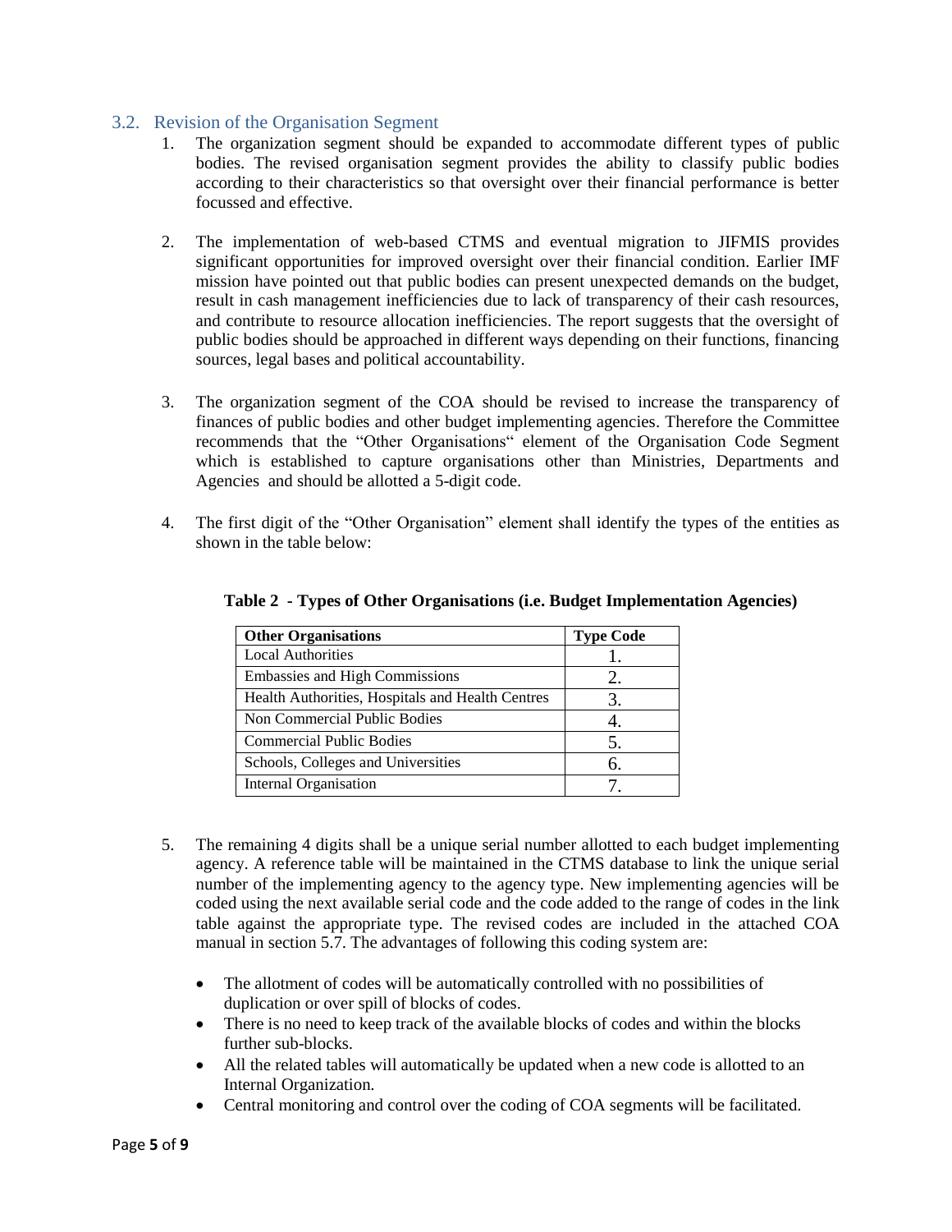## 3.2. Revision of the Organisation Segment

1. The organization segment should be expanded to accommodate different types of public bodies. The revised organisation segment provides the ability to classify public bodies according to their characteristics so that oversight over their financial performance is better focussed and effective.

2. The implementation of web-based CTMS and eventual migration to JIFMIS provides significant opportunities for improved oversight over their financial condition. Earlier IMF mission have pointed out that public bodies can present unexpected demands on the budget, result in cash management inefficiencies due to lack of transparency of their cash resources, and contribute to resource allocation inefficiencies. The report suggests that the oversight of public bodies should be approached in different ways depending on their functions, financing sources, legal bases and political accountability.

3. The organization segment of the COA should be revised to increase the transparency of finances of public bodies and other budget implementing agencies. Therefore the Committee recommends that the "Other Organisations" element of the Organisation Code Segment which is established to capture organisations other than Ministries, Departments and Agencies and should be allotted a 5-digit code.

4. The first digit of the "Other Organisation" element shall identify the types of the entities as shown in the table below:

**Table 2 - Types of Other Organisations (i.e. Budget Implementation Agencies)**

| Other Organisations | Type Code |
|---|---|
| Local Authorities | 1. |
| Embassies and High Commissions | 2. |
| Health Authorities, Hospitals and Health Centres | 3. |
| Non Commercial Public Bodies | 4. |
| Commercial Public Bodies | 5. |
| Schools, Colleges and Universities | 6. |
| Internal Organisation | 7. |

5. The remaining 4 digits shall be a unique serial number allotted to each budget implementing agency. A reference table will be maintained in the CTMS database to link the unique serial number of the implementing agency to the agency type. New implementing agencies will be coded using the next available serial code and the code added to the range of codes in the link table against the appropriate type. The revised codes are included in the attached COA manual in section 5.7. The advantages of following this coding system are:

   - The allotment of codes will be automatically controlled with no possibilities of duplication or over spill of blocks of codes.
   - There is no need to keep track of the available blocks of codes and within the blocks further sub-blocks.
   - All the related tables will automatically be updated when a new code is allotted to an Internal Organization.
   - Central monitoring and control over the coding of COA segments will be facilitated.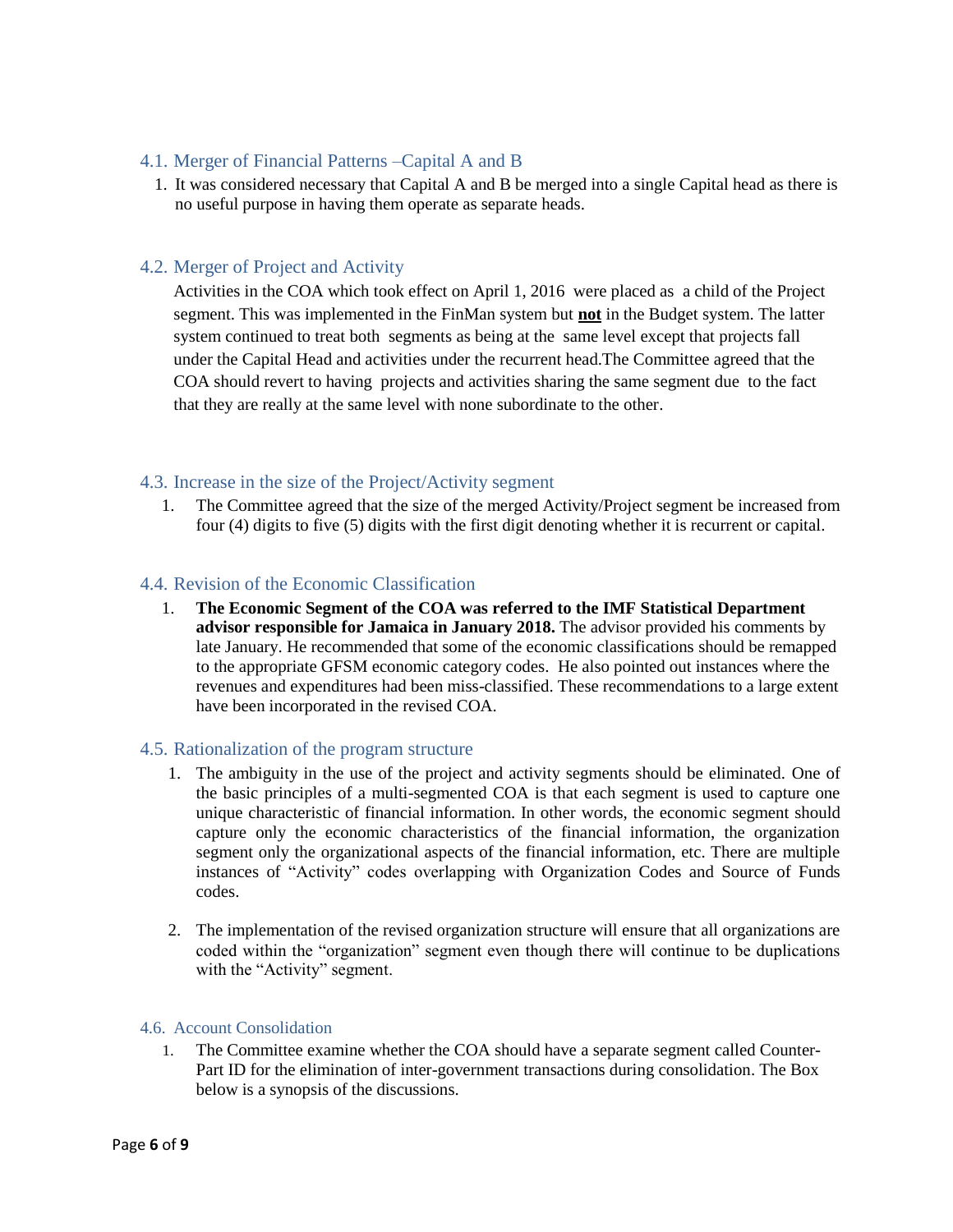### 4.1. Merger of Financial Patterns –Capital A and B

1. It was considered necessary that Capital A and B be merged into a single Capital head as there is no useful purpose in having them operate as separate heads.

### 4.2. Merger of Project and Activity

Activities in the COA which took effect on April 1, 2016 were placed as a child of the Project segment. This was implemented in the FinMan system but **<u>not</u>** in the Budget system. The latter system continued to treat both segments as being at the same level except that projects fall under the Capital Head and activities under the recurrent head.The Committee agreed that the COA should revert to having projects and activities sharing the same segment due to the fact that they are really at the same level with none subordinate to the other.

### 4.3. Increase in the size of the Project/Activity segment

1. The Committee agreed that the size of the merged Activity/Project segment be increased from four (4) digits to five (5) digits with the first digit denoting whether it is recurrent or capital.

### 4.4. Revision of the Economic Classification

1. **The Economic Segment of the COA was referred to the IMF Statistical Department advisor responsible for Jamaica in January 2018.** The advisor provided his comments by late January. He recommended that some of the economic classifications should be remapped to the appropriate GFSM economic category codes. He also pointed out instances where the revenues and expenditures had been miss-classified. These recommendations to a large extent have been incorporated in the revised COA.

### 4.5. Rationalization of the program structure

1. The ambiguity in the use of the project and activity segments should be eliminated. One of the basic principles of a multi-segmented COA is that each segment is used to capture one unique characteristic of financial information. In other words, the economic segment should capture only the economic characteristics of the financial information, the organization segment only the organizational aspects of the financial information, etc. There are multiple instances of "Activity" codes overlapping with Organization Codes and Source of Funds codes.

2. The implementation of the revised organization structure will ensure that all organizations are coded within the "organization" segment even though there will continue to be duplications with the "Activity" segment.

### 4.6. Account Consolidation

1. The Committee examine whether the COA should have a separate segment called Counter-Part ID for the elimination of inter-government transactions during consolidation. The Box below is a synopsis of the discussions.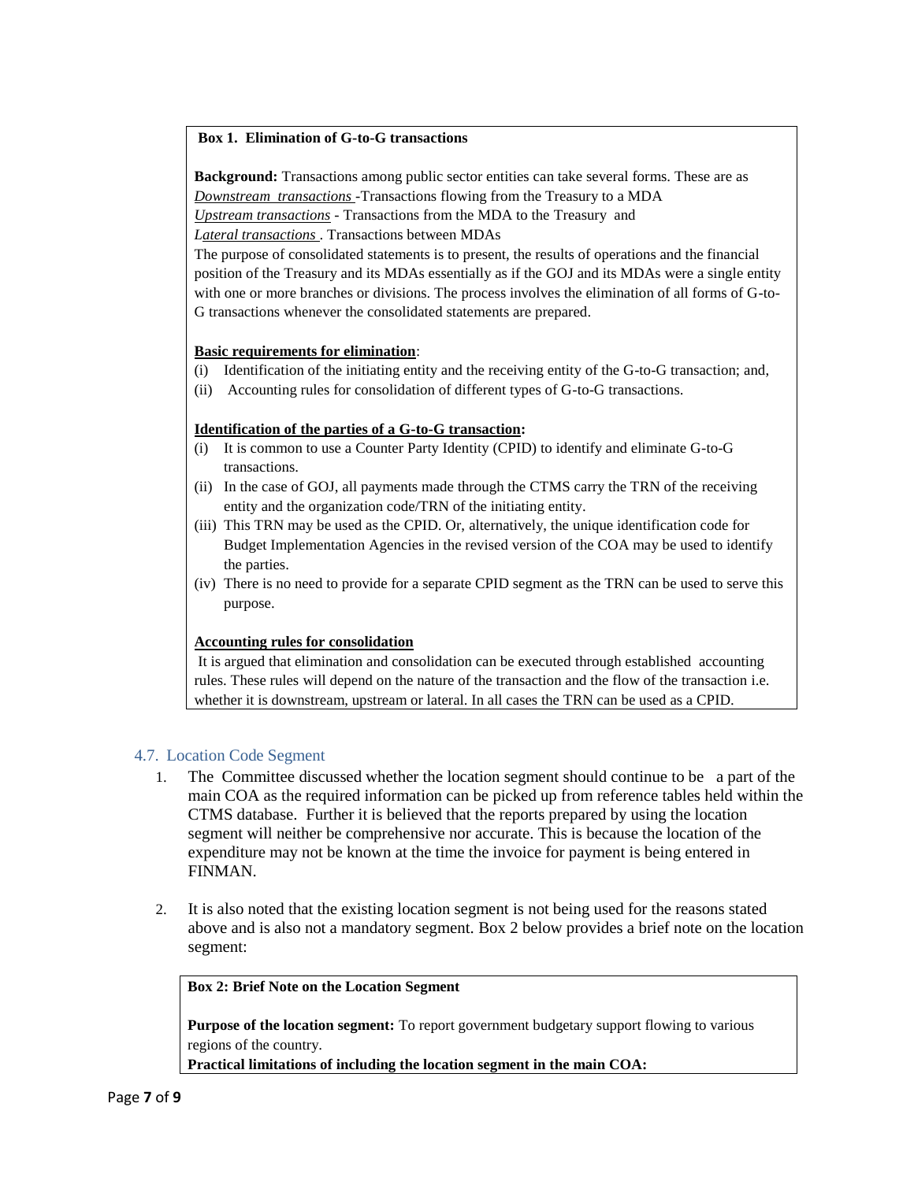**Box 1. Elimination of G-to-G transactions**

**Background:** Transactions among public sector entities can take several forms. These are as
*Downstream transactions* -Transactions flowing from the Treasury to a MDA
*Upstream transactions* - Transactions from the MDA to the Treasury and
*Lateral transactions* . Transactions between MDAs

The purpose of consolidated statements is to present, the results of operations and the financial position of the Treasury and its MDAs essentially as if the GOJ and its MDAs were a single entity with one or more branches or divisions. The process involves the elimination of all forms of G-to-G transactions whenever the consolidated statements are prepared.

**Basic requirements for elimination**:

(i) Identification of the initiating entity and the receiving entity of the G-to-G transaction; and,
(ii) Accounting rules for consolidation of different types of G-to-G transactions.

**Identification of the parties of a G-to-G transaction:**

(i) It is common to use a Counter Party Identity (CPID) to identify and eliminate G-to-G transactions.
(ii) In the case of GOJ, all payments made through the CTMS carry the TRN of the receiving entity and the organization code/TRN of the initiating entity.
(iii) This TRN may be used as the CPID. Or, alternatively, the unique identification code for Budget Implementation Agencies in the revised version of the COA may be used to identify the parties.
(iv) There is no need to provide for a separate CPID segment as the TRN can be used to serve this purpose.

**Accounting rules for consolidation**

It is argued that elimination and consolidation can be executed through established accounting rules. These rules will depend on the nature of the transaction and the flow of the transaction i.e. whether it is downstream, upstream or lateral. In all cases the TRN can be used as a CPID.

## 4.7. Location Code Segment

1. The Committee discussed whether the location segment should continue to be a part of the main COA as the required information can be picked up from reference tables held within the CTMS database. Further it is believed that the reports prepared by using the location segment will neither be comprehensive nor accurate. This is because the location of the expenditure may not be known at the time the invoice for payment is being entered in FINMAN.

2. It is also noted that the existing location segment is not being used for the reasons stated above and is also not a mandatory segment. Box 2 below provides a brief note on the location segment:

**Box 2: Brief Note on the Location Segment**

**Purpose of the location segment:** To report government budgetary support flowing to various regions of the country.

**Practical limitations of including the location segment in the main COA:**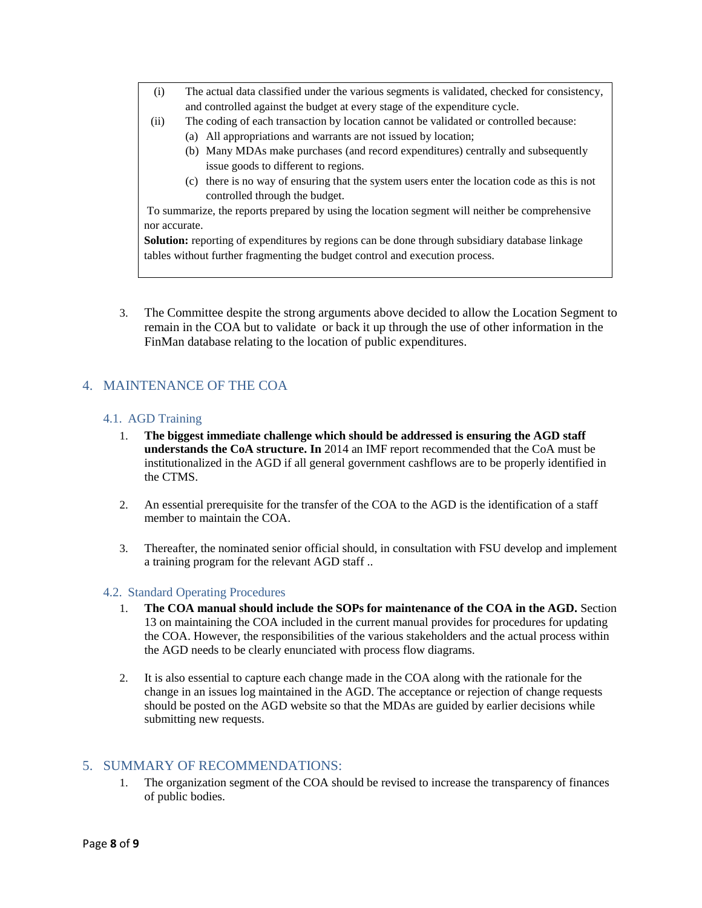(i) The actual data classified under the various segments is validated, checked for consistency, and controlled against the budget at every stage of the expenditure cycle.

(ii) The coding of each transaction by location cannot be validated or controlled because:

(a) All appropriations and warrants are not issued by location;

(b) Many MDAs make purchases (and record expenditures) centrally and subsequently issue goods to different to regions.

(c) there is no way of ensuring that the system users enter the location code as this is not controlled through the budget.

To summarize, the reports prepared by using the location segment will neither be comprehensive nor accurate.

**Solution:** reporting of expenditures by regions can be done through subsidiary database linkage tables without further fragmenting the budget control and execution process.

3. The Committee despite the strong arguments above decided to allow the Location Segment to remain in the COA but to validate or back it up through the use of other information in the FinMan database relating to the location of public expenditures.

## 4. MAINTENANCE OF THE COA

### 4.1. AGD Training

1. **The biggest immediate challenge which should be addressed is ensuring the AGD staff understands the CoA structure. In** 2014 an IMF report recommended that the CoA must be institutionalized in the AGD if all general government cashflows are to be properly identified in the CTMS.

2. An essential prerequisite for the transfer of the COA to the AGD is the identification of a staff member to maintain the COA.

3. Thereafter, the nominated senior official should, in consultation with FSU develop and implement a training program for the relevant AGD staff ..

### 4.2. Standard Operating Procedures

1. **The COA manual should include the SOPs for maintenance of the COA in the AGD.** Section 13 on maintaining the COA included in the current manual provides for procedures for updating the COA. However, the responsibilities of the various stakeholders and the actual process within the AGD needs to be clearly enunciated with process flow diagrams.

2. It is also essential to capture each change made in the COA along with the rationale for the change in an issues log maintained in the AGD. The acceptance or rejection of change requests should be posted on the AGD website so that the MDAs are guided by earlier decisions while submitting new requests.

## 5. SUMMARY OF RECOMMENDATIONS:

1. The organization segment of the COA should be revised to increase the transparency of finances of public bodies.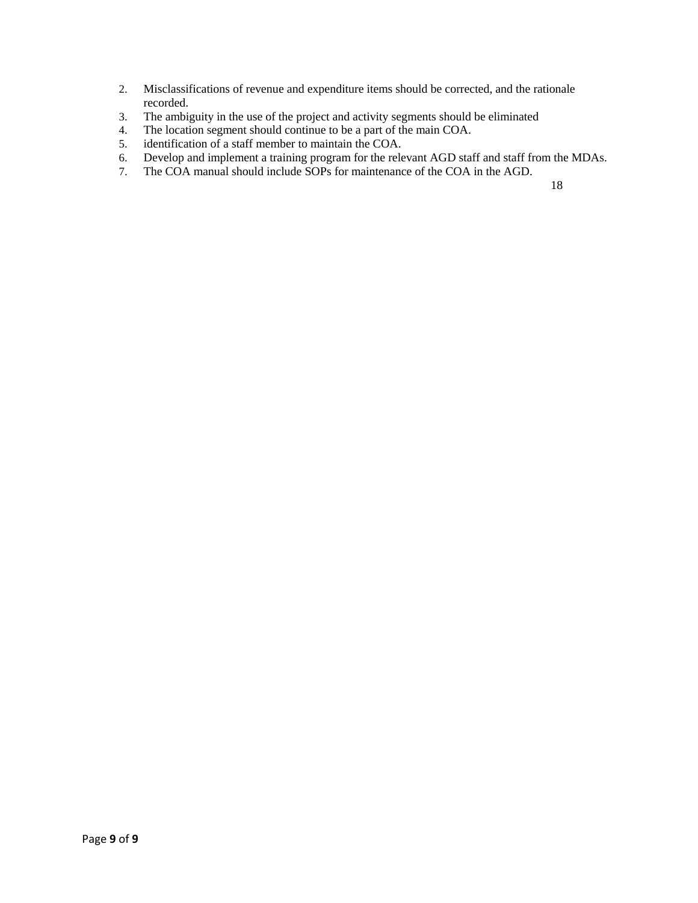2. Misclassifications of revenue and expenditure items should be corrected, and the rationale recorded.
3. The ambiguity in the use of the project and activity segments should be eliminated
4. The location segment should continue to be a part of the main COA.
5. identification of a staff member to maintain the COA.
6. Develop and implement a training program for the relevant AGD staff and staff from the MDAs.
7. The COA manual should include SOPs for maintenance of the COA in the AGD.